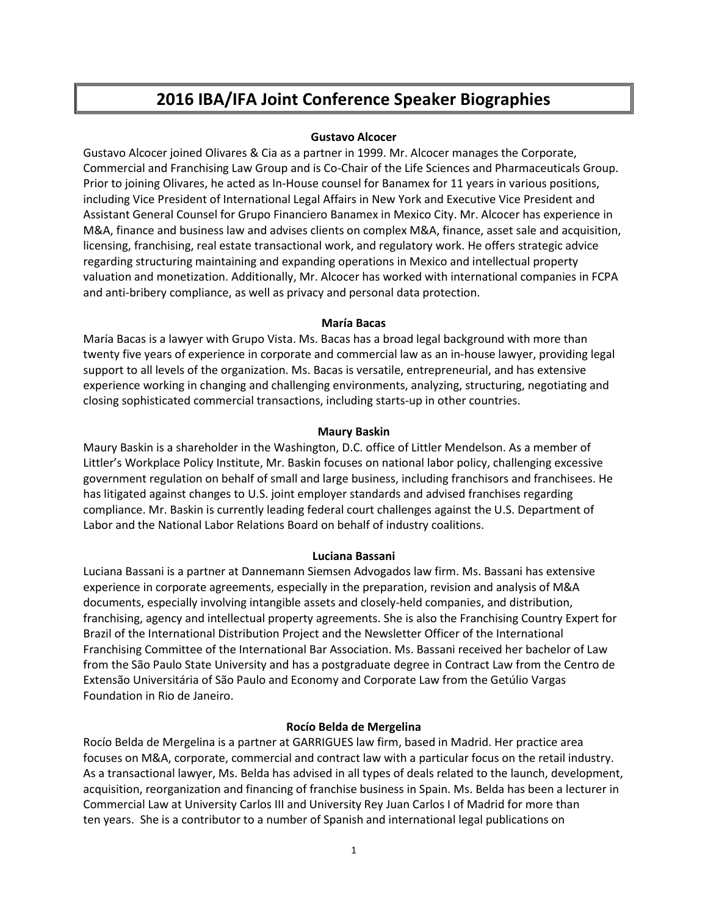# 2016 IBA/IFA Joint Conference Speaker Biographies

### Gustavo Alcocer

Gustavo Alcocer joined Olivares & Cia as a partner in 1999. Mr. Alcocer manages the Corporate, Commercial and Franchising Law Group and is Co-Chair of the Life Sciences and Pharmaceuticals Group. Prior to joining Olivares, he acted as In-House counsel for Banamex for 11 years in various positions, including Vice President of International Legal Affairs in New York and Executive Vice President and Assistant General Counsel for Grupo Financiero Banamex in Mexico City. Mr. Alcocer has experience in M&A, finance and business law and advises clients on complex M&A, finance, asset sale and acquisition, licensing, franchising, real estate transactional work, and regulatory work. He offers strategic advice regarding structuring maintaining and expanding operations in Mexico and intellectual property valuation and monetization. Additionally, Mr. Alcocer has worked with international companies in FCPA and anti-bribery compliance, as well as privacy and personal data protection.

### María Bacas

María Bacas is a lawyer with Grupo Vista. Ms. Bacas has a broad legal background with more than twenty five years of experience in corporate and commercial law as an in-house lawyer, providing legal support to all levels of the organization. Ms. Bacas is versatile, entrepreneurial, and has extensive experience working in changing and challenging environments, analyzing, structuring, negotiating and closing sophisticated commercial transactions, including starts-up in other countries.

### Maury Baskin

Maury Baskin is a shareholder in the Washington, D.C. office of Littler Mendelson. As a member of Littler's Workplace Policy Institute, Mr. Baskin focuses on national labor policy, challenging excessive government regulation on behalf of small and large business, including franchisors and franchisees. He has litigated against changes to U.S. joint employer standards and advised franchises regarding compliance. Mr. Baskin is currently leading federal court challenges against the U.S. Department of Labor and the National Labor Relations Board on behalf of industry coalitions.

### Luciana Bassani

Luciana Bassani is a partner at Dannemann Siemsen Advogados law firm. Ms. Bassani has extensive experience in corporate agreements, especially in the preparation, revision and analysis of M&A documents, especially involving intangible assets and closely-held companies, and distribution, franchising, agency and intellectual property agreements. She is also the Franchising Country Expert for Brazil of the International Distribution Project and the Newsletter Officer of the International Franchising Committee of the International Bar Association. Ms. Bassani received her bachelor of Law from the São Paulo State University and has a postgraduate degree in Contract Law from the Centro de Extensão Universitária of São Paulo and Economy and Corporate Law from the Getúlio Vargas Foundation in Rio de Janeiro.

### Rocío Belda de Mergelina

Rocío Belda de Mergelina is a partner at GARRIGUES law firm, based in Madrid. Her practice area focuses on M&A, corporate, commercial and contract law with a particular focus on the retail industry. As a transactional lawyer, Ms. Belda has advised in all types of deals related to the launch, development, acquisition, reorganization and financing of franchise business in Spain. Ms. Belda has been a lecturer in Commercial Law at University Carlos III and University Rey Juan Carlos I of Madrid for more than ten years. She is a contributor to a number of Spanish and international legal publications on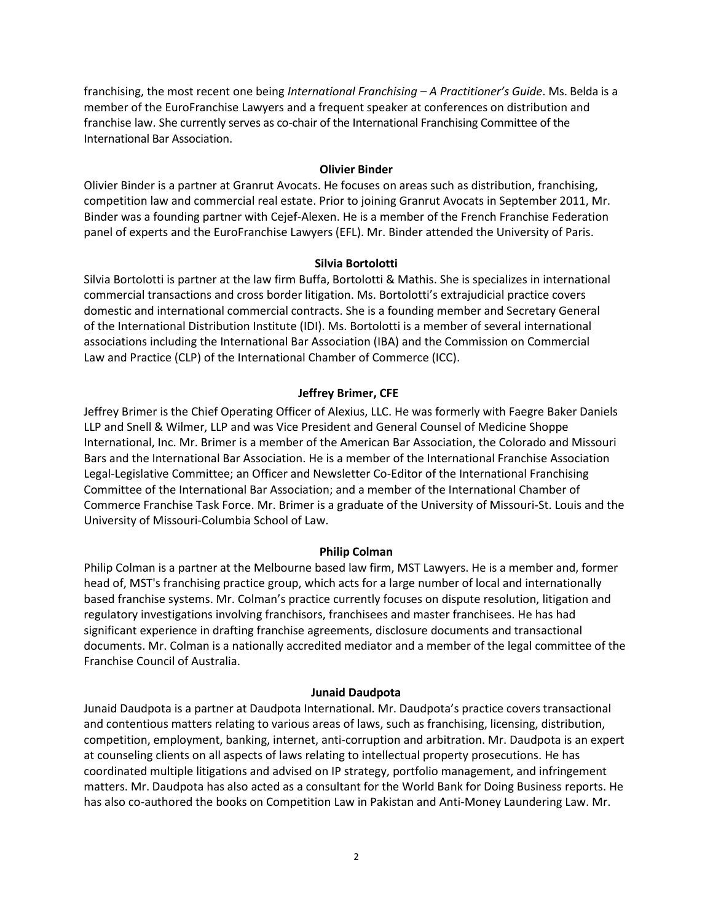franchising, the most recent one being *International Franchising – A Practitioner's Guide*. Ms. Belda is a member of the EuroFranchise Lawyers and a frequent speaker at conferences on distribution and franchise law. She currently serves as co-chair of the International Franchising Committee of the International Bar Association.

**Olivier Binder**

Olivier Binder is a partner at Granrut Avocats. He focuses on areas such as distribution, franchising, competition law and commercial real estate. Prior to joining Granrut Avocats in September 2011, Mr. Binder was a founding partner with Cejef-Alexen. He is a member of the French Franchise Federation panel of experts and the EuroFranchise Lawyers (EFL). Mr. Binder attended the University of Paris.

**Silvia Bortolotti**

Silvia Bortolotti is partner at the law firm Buffa, Bortolotti & Mathis. She is specializes in international commercial transactions and cross border litigation. Ms. Bortolotti's extrajudicial practice covers domestic and international commercial contracts. She is a founding member and Secretary General of the International Distribution Institute (IDI). Ms. Bortolotti is a member of several international associations including the International Bar Association (IBA) and the Commission on Commercial Law and Practice (CLP) of the International Chamber of Commerce (ICC).

**Jeffrey Brimer, CFE**

Jeffrey Brimer is the Chief Operating Officer of Alexius, LLC. He was formerly with Faegre Baker Daniels LLP and Snell & Wilmer, LLP and was Vice President and General Counsel of Medicine Shoppe International, Inc. Mr. Brimer is a member of the American Bar Association, the Colorado and Missouri Bars and the International Bar Association. He is a member of the International Franchise Association Legal-Legislative Committee; an Officer and Newsletter Co-Editor of the International Franchising Committee of the International Bar Association; and a member of the International Chamber of Commerce Franchise Task Force. Mr. Brimer is a graduate of the University of Missouri-St. Louis and the University of Missouri-Columbia School of Law.

**Philip Colman**

Philip Colman is a partner at the Melbourne based law firm, MST Lawyers. He is a member and, former head of, MST's franchising practice group, which acts for a large number of local and internationally based franchise systems. Mr. Colman's practice currently focuses on dispute resolution, litigation and regulatory investigations involving franchisors, franchisees and master franchisees. He has had significant experience in drafting franchise agreements, disclosure documents and transactional documents. Mr. Colman is a nationally accredited mediator and a member of the legal committee of the Franchise Council of Australia.

**Junaid Daudpota**

Junaid Daudpota is a partner at Daudpota International. Mr. Daudpota's practice covers transactional and contentious matters relating to various areas of laws, such as franchising, licensing, distribution, competition, employment, banking, internet, anti-corruption and arbitration. Mr. Daudpota is an expert at counseling clients on all aspects of laws relating to intellectual property prosecutions. He has coordinated multiple litigations and advised on IP strategy, portfolio management, and infringement matters. Mr. Daudpota has also acted as a consultant for the World Bank for Doing Business reports. He has also co-authored the books on Competition Law in Pakistan and Anti-Money Laundering Law. Mr.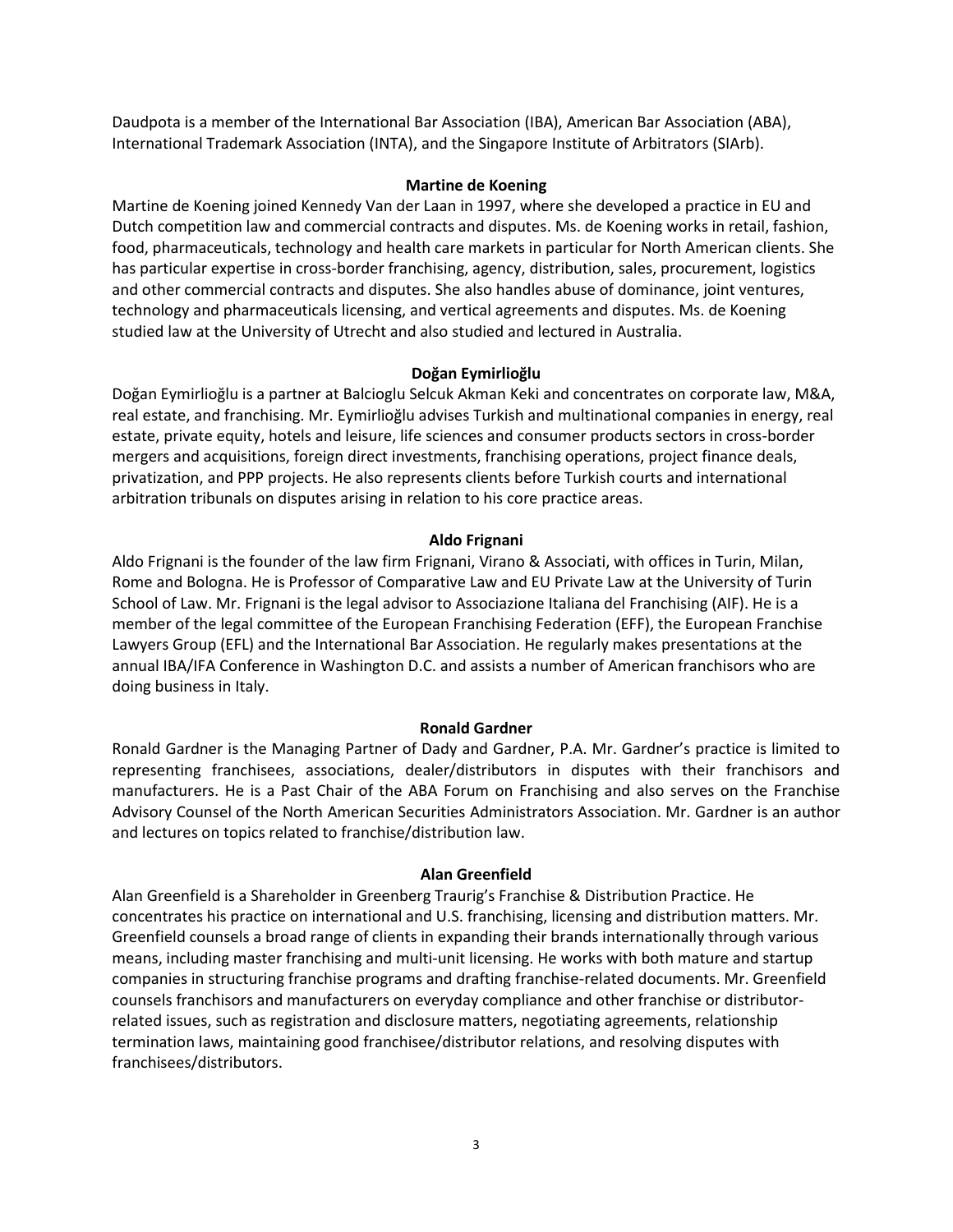Daudpota is a member of the International Bar Association (IBA), American Bar Association (ABA), International Trademark Association (INTA), and the Singapore Institute of Arbitrators (SIArb).

**Martine de Koening**

Martine de Koening joined Kennedy Van der Laan in 1997, where she developed a practice in EU and Dutch competition law and commercial contracts and disputes. Ms. de Koening works in retail, fashion, food, pharmaceuticals, technology and health care markets in particular for North American clients. She has particular expertise in cross-border franchising, agency, distribution, sales, procurement, logistics and other commercial contracts and disputes. She also handles abuse of dominance, joint ventures, technology and pharmaceuticals licensing, and vertical agreements and disputes. Ms. de Koening studied law at the University of Utrecht and also studied and lectured in Australia.

**Doğan Eymirlioğlu**

Doğan Eymirlioğlu is a partner at Balcioglu Selcuk Akman Keki and concentrates on corporate law, M&A, real estate, and franchising. Mr. Eymirlioğlu advises Turkish and multinational companies in energy, real estate, private equity, hotels and leisure, life sciences and consumer products sectors in cross-border mergers and acquisitions, foreign direct investments, franchising operations, project finance deals, privatization, and PPP projects. He also represents clients before Turkish courts and international arbitration tribunals on disputes arising in relation to his core practice areas.

**Aldo Frignani**

Aldo Frignani is the founder of the law firm Frignani, Virano & Associati, with offices in Turin, Milan, Rome and Bologna. He is Professor of Comparative Law and EU Private Law at the University of Turin School of Law. Mr. Frignani is the legal advisor to Associazione Italiana del Franchising (AIF). He is a member of the legal committee of the European Franchising Federation (EFF), the European Franchise Lawyers Group (EFL) and the International Bar Association. He regularly makes presentations at the annual IBA/IFA Conference in Washington D.C. and assists a number of American franchisors who are doing business in Italy.

**Ronald Gardner**

Ronald Gardner is the Managing Partner of Dady and Gardner, P.A. Mr. Gardner's practice is limited to representing franchisees, associations, dealer/distributors in disputes with their franchisors and manufacturers. He is a Past Chair of the ABA Forum on Franchising and also serves on the Franchise Advisory Counsel of the North American Securities Administrators Association. Mr. Gardner is an author and lectures on topics related to franchise/distribution law.

**Alan Greenfield**

Alan Greenfield is a Shareholder in Greenberg Traurig's Franchise & Distribution Practice. He concentrates his practice on international and U.S. franchising, licensing and distribution matters. Mr. Greenfield counsels a broad range of clients in expanding their brands internationally through various means, including master franchising and multi-unit licensing. He works with both mature and startup companies in structuring franchise programs and drafting franchise-related documents. Mr. Greenfield counsels franchisors and manufacturers on everyday compliance and other franchise or distributor-related issues, such as registration and disclosure matters, negotiating agreements, relationship termination laws, maintaining good franchisee/distributor relations, and resolving disputes with franchisees/distributors.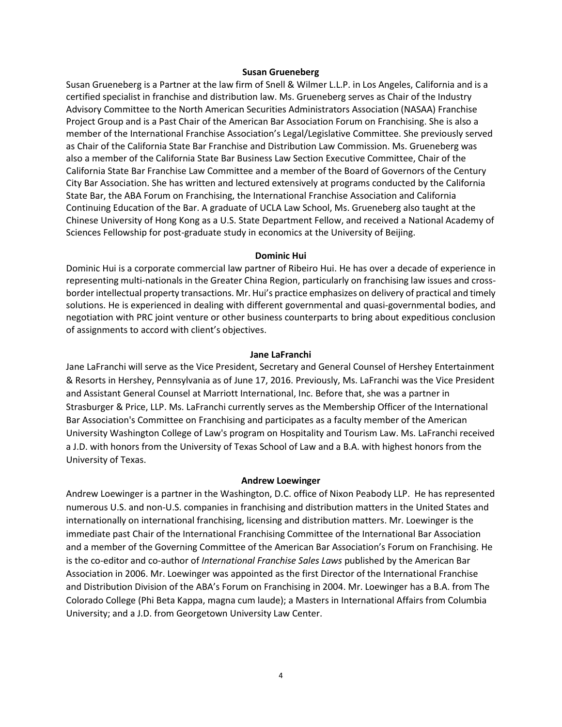**Susan Grueneberg**

Susan Grueneberg is a Partner at the law firm of Snell & Wilmer L.L.P. in Los Angeles, California and is a certified specialist in franchise and distribution law. Ms. Grueneberg serves as Chair of the Industry Advisory Committee to the North American Securities Administrators Association (NASAA) Franchise Project Group and is a Past Chair of the American Bar Association Forum on Franchising. She is also a member of the International Franchise Association's Legal/Legislative Committee. She previously served as Chair of the California State Bar Franchise and Distribution Law Commission. Ms. Grueneberg was also a member of the California State Bar Business Law Section Executive Committee, Chair of the California State Bar Franchise Law Committee and a member of the Board of Governors of the Century City Bar Association. She has written and lectured extensively at programs conducted by the California State Bar, the ABA Forum on Franchising, the International Franchise Association and California Continuing Education of the Bar. A graduate of UCLA Law School, Ms. Grueneberg also taught at the Chinese University of Hong Kong as a U.S. State Department Fellow, and received a National Academy of Sciences Fellowship for post-graduate study in economics at the University of Beijing.

**Dominic Hui**

Dominic Hui is a corporate commercial law partner of Ribeiro Hui. He has over a decade of experience in representing multi-nationals in the Greater China Region, particularly on franchising law issues and cross-border intellectual property transactions. Mr. Hui's practice emphasizes on delivery of practical and timely solutions. He is experienced in dealing with different governmental and quasi-governmental bodies, and negotiation with PRC joint venture or other business counterparts to bring about expeditious conclusion of assignments to accord with client's objectives.

**Jane LaFranchi**

Jane LaFranchi will serve as the Vice President, Secretary and General Counsel of Hershey Entertainment & Resorts in Hershey, Pennsylvania as of June 17, 2016. Previously, Ms. LaFranchi was the Vice President and Assistant General Counsel at Marriott International, Inc. Before that, she was a partner in Strasburger & Price, LLP. Ms. LaFranchi currently serves as the Membership Officer of the International Bar Association's Committee on Franchising and participates as a faculty member of the American University Washington College of Law's program on Hospitality and Tourism Law. Ms. LaFranchi received a J.D. with honors from the University of Texas School of Law and a B.A. with highest honors from the University of Texas.

**Andrew Loewinger**

Andrew Loewinger is a partner in the Washington, D.C. office of Nixon Peabody LLP. He has represented numerous U.S. and non-U.S. companies in franchising and distribution matters in the United States and internationally on international franchising, licensing and distribution matters. Mr. Loewinger is the immediate past Chair of the International Franchising Committee of the International Bar Association and a member of the Governing Committee of the American Bar Association's Forum on Franchising. He is the co-editor and co-author of *International Franchise Sales Laws* published by the American Bar Association in 2006. Mr. Loewinger was appointed as the first Director of the International Franchise and Distribution Division of the ABA's Forum on Franchising in 2004. Mr. Loewinger has a B.A. from The Colorado College (Phi Beta Kappa, magna cum laude); a Masters in International Affairs from Columbia University; and a J.D. from Georgetown University Law Center.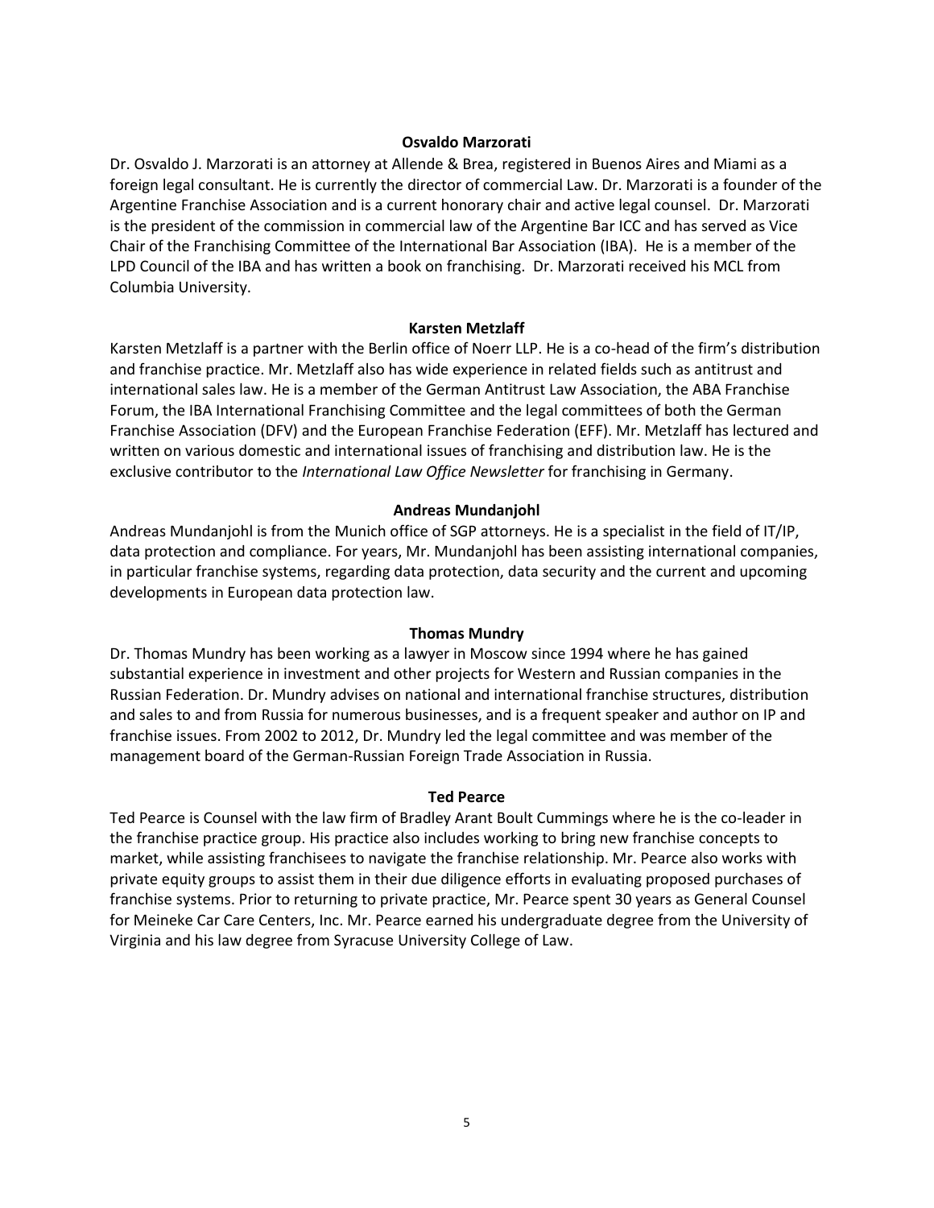**Osvaldo Marzorati**

Dr. Osvaldo J. Marzorati is an attorney at Allende & Brea, registered in Buenos Aires and Miami as a foreign legal consultant. He is currently the director of commercial Law. Dr. Marzorati is a founder of the Argentine Franchise Association and is a current honorary chair and active legal counsel. Dr. Marzorati is the president of the commission in commercial law of the Argentine Bar ICC and has served as Vice Chair of the Franchising Committee of the International Bar Association (IBA). He is a member of the LPD Council of the IBA and has written a book on franchising. Dr. Marzorati received his MCL from Columbia University.

**Karsten Metzlaff**

Karsten Metzlaff is a partner with the Berlin office of Noerr LLP. He is a co-head of the firm's distribution and franchise practice. Mr. Metzlaff also has wide experience in related fields such as antitrust and international sales law. He is a member of the German Antitrust Law Association, the ABA Franchise Forum, the IBA International Franchising Committee and the legal committees of both the German Franchise Association (DFV) and the European Franchise Federation (EFF). Mr. Metzlaff has lectured and written on various domestic and international issues of franchising and distribution law. He is the exclusive contributor to the *International Law Office Newsletter* for franchising in Germany.

**Andreas Mundanjohl**

Andreas Mundanjohl is from the Munich office of SGP attorneys. He is a specialist in the field of IT/IP, data protection and compliance. For years, Mr. Mundanjohl has been assisting international companies, in particular franchise systems, regarding data protection, data security and the current and upcoming developments in European data protection law.

**Thomas Mundry**

Dr. Thomas Mundry has been working as a lawyer in Moscow since 1994 where he has gained substantial experience in investment and other projects for Western and Russian companies in the Russian Federation. Dr. Mundry advises on national and international franchise structures, distribution and sales to and from Russia for numerous businesses, and is a frequent speaker and author on IP and franchise issues. From 2002 to 2012, Dr. Mundry led the legal committee and was member of the management board of the German-Russian Foreign Trade Association in Russia.

**Ted Pearce**

Ted Pearce is Counsel with the law firm of Bradley Arant Boult Cummings where he is the co-leader in the franchise practice group. His practice also includes working to bring new franchise concepts to market, while assisting franchisees to navigate the franchise relationship. Mr. Pearce also works with private equity groups to assist them in their due diligence efforts in evaluating proposed purchases of franchise systems. Prior to returning to private practice, Mr. Pearce spent 30 years as General Counsel for Meineke Car Care Centers, Inc. Mr. Pearce earned his undergraduate degree from the University of Virginia and his law degree from Syracuse University College of Law.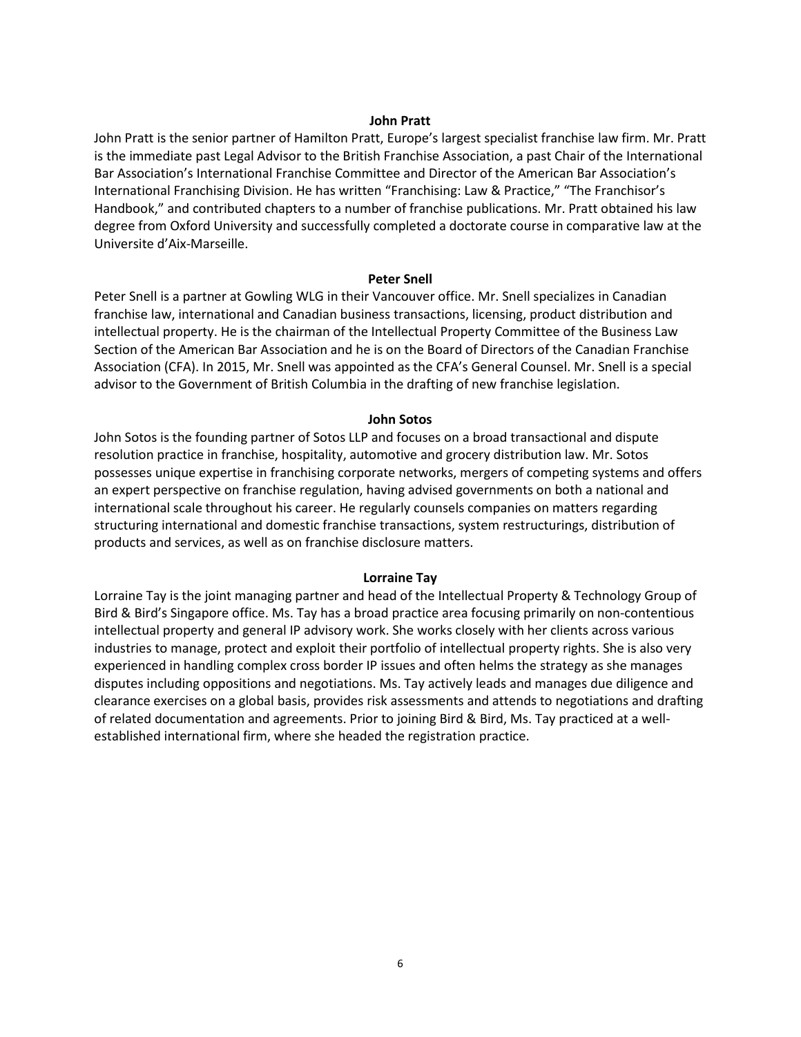**John Pratt**

John Pratt is the senior partner of Hamilton Pratt, Europe's largest specialist franchise law firm. Mr. Pratt is the immediate past Legal Advisor to the British Franchise Association, a past Chair of the International Bar Association's International Franchise Committee and Director of the American Bar Association's International Franchising Division. He has written "Franchising: Law & Practice," "The Franchisor's Handbook," and contributed chapters to a number of franchise publications. Mr. Pratt obtained his law degree from Oxford University and successfully completed a doctorate course in comparative law at the Universite d'Aix-Marseille.

**Peter Snell**

Peter Snell is a partner at Gowling WLG in their Vancouver office. Mr. Snell specializes in Canadian franchise law, international and Canadian business transactions, licensing, product distribution and intellectual property. He is the chairman of the Intellectual Property Committee of the Business Law Section of the American Bar Association and he is on the Board of Directors of the Canadian Franchise Association (CFA). In 2015, Mr. Snell was appointed as the CFA's General Counsel. Mr. Snell is a special advisor to the Government of British Columbia in the drafting of new franchise legislation.

**John Sotos**

John Sotos is the founding partner of Sotos LLP and focuses on a broad transactional and dispute resolution practice in franchise, hospitality, automotive and grocery distribution law. Mr. Sotos possesses unique expertise in franchising corporate networks, mergers of competing systems and offers an expert perspective on franchise regulation, having advised governments on both a national and international scale throughout his career. He regularly counsels companies on matters regarding structuring international and domestic franchise transactions, system restructurings, distribution of products and services, as well as on franchise disclosure matters.

**Lorraine Tay**

Lorraine Tay is the joint managing partner and head of the Intellectual Property & Technology Group of Bird & Bird's Singapore office. Ms. Tay has a broad practice area focusing primarily on non-contentious intellectual property and general IP advisory work. She works closely with her clients across various industries to manage, protect and exploit their portfolio of intellectual property rights. She is also very experienced in handling complex cross border IP issues and often helms the strategy as she manages disputes including oppositions and negotiations. Ms. Tay actively leads and manages due diligence and clearance exercises on a global basis, provides risk assessments and attends to negotiations and drafting of related documentation and agreements. Prior to joining Bird & Bird, Ms. Tay practiced at a well-established international firm, where she headed the registration practice.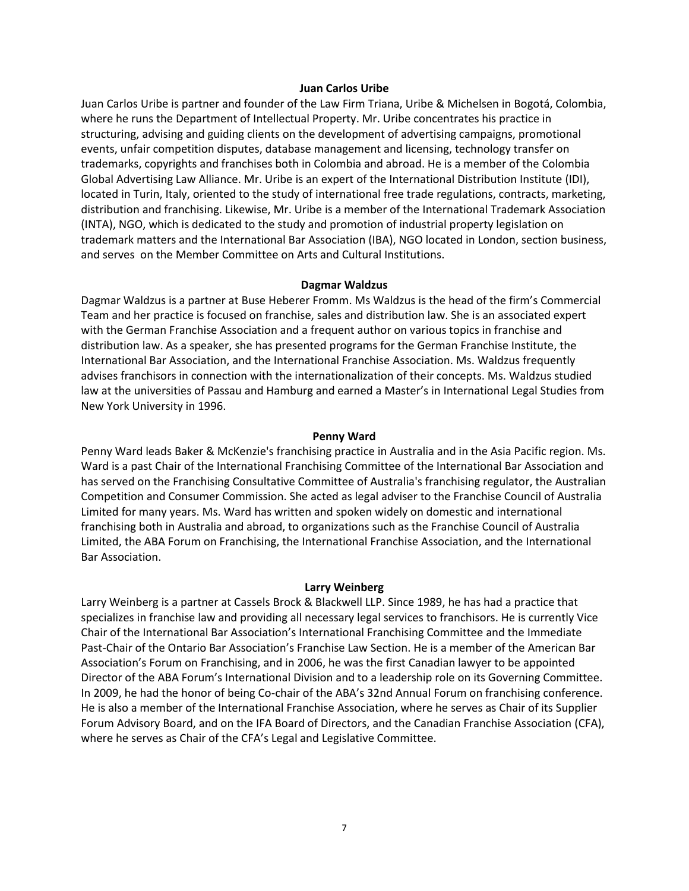### Juan Carlos Uribe

Juan Carlos Uribe is partner and founder of the Law Firm Triana, Uribe & Michelsen in Bogotá, Colombia, where he runs the Department of Intellectual Property. Mr. Uribe concentrates his practice in structuring, advising and guiding clients on the development of advertising campaigns, promotional events, unfair competition disputes, database management and licensing, technology transfer on trademarks, copyrights and franchises both in Colombia and abroad. He is a member of the Colombia Global Advertising Law Alliance. Mr. Uribe is an expert of the International Distribution Institute (IDI), located in Turin, Italy, oriented to the study of international free trade regulations, contracts, marketing, distribution and franchising. Likewise, Mr. Uribe is a member of the International Trademark Association (INTA), NGO, which is dedicated to the study and promotion of industrial property legislation on trademark matters and the International Bar Association (IBA), NGO located in London, section business, and serves on the Member Committee on Arts and Cultural Institutions.

### Dagmar Waldzus

Dagmar Waldzus is a partner at Buse Heberer Fromm. Ms Waldzus is the head of the firm's Commercial Team and her practice is focused on franchise, sales and distribution law. She is an associated expert with the German Franchise Association and a frequent author on various topics in franchise and distribution law. As a speaker, she has presented programs for the German Franchise Institute, the International Bar Association, and the International Franchise Association. Ms. Waldzus frequently advises franchisors in connection with the internationalization of their concepts. Ms. Waldzus studied law at the universities of Passau and Hamburg and earned a Master's in International Legal Studies from New York University in 1996.

### Penny Ward

Penny Ward leads Baker & McKenzie's franchising practice in Australia and in the Asia Pacific region. Ms. Ward is a past Chair of the International Franchising Committee of the International Bar Association and has served on the Franchising Consultative Committee of Australia's franchising regulator, the Australian Competition and Consumer Commission. She acted as legal adviser to the Franchise Council of Australia Limited for many years. Ms. Ward has written and spoken widely on domestic and international franchising both in Australia and abroad, to organizations such as the Franchise Council of Australia Limited, the ABA Forum on Franchising, the International Franchise Association, and the International Bar Association.

### Larry Weinberg

Larry Weinberg is a partner at Cassels Brock & Blackwell LLP. Since 1989, he has had a practice that specializes in franchise law and providing all necessary legal services to franchisors. He is currently Vice Chair of the International Bar Association's International Franchising Committee and the Immediate Past-Chair of the Ontario Bar Association's Franchise Law Section. He is a member of the American Bar Association's Forum on Franchising, and in 2006, he was the first Canadian lawyer to be appointed Director of the ABA Forum's International Division and to a leadership role on its Governing Committee. In 2009, he had the honor of being Co-chair of the ABA's 32nd Annual Forum on franchising conference. He is also a member of the International Franchise Association, where he serves as Chair of its Supplier Forum Advisory Board, and on the IFA Board of Directors, and the Canadian Franchise Association (CFA), where he serves as Chair of the CFA's Legal and Legislative Committee.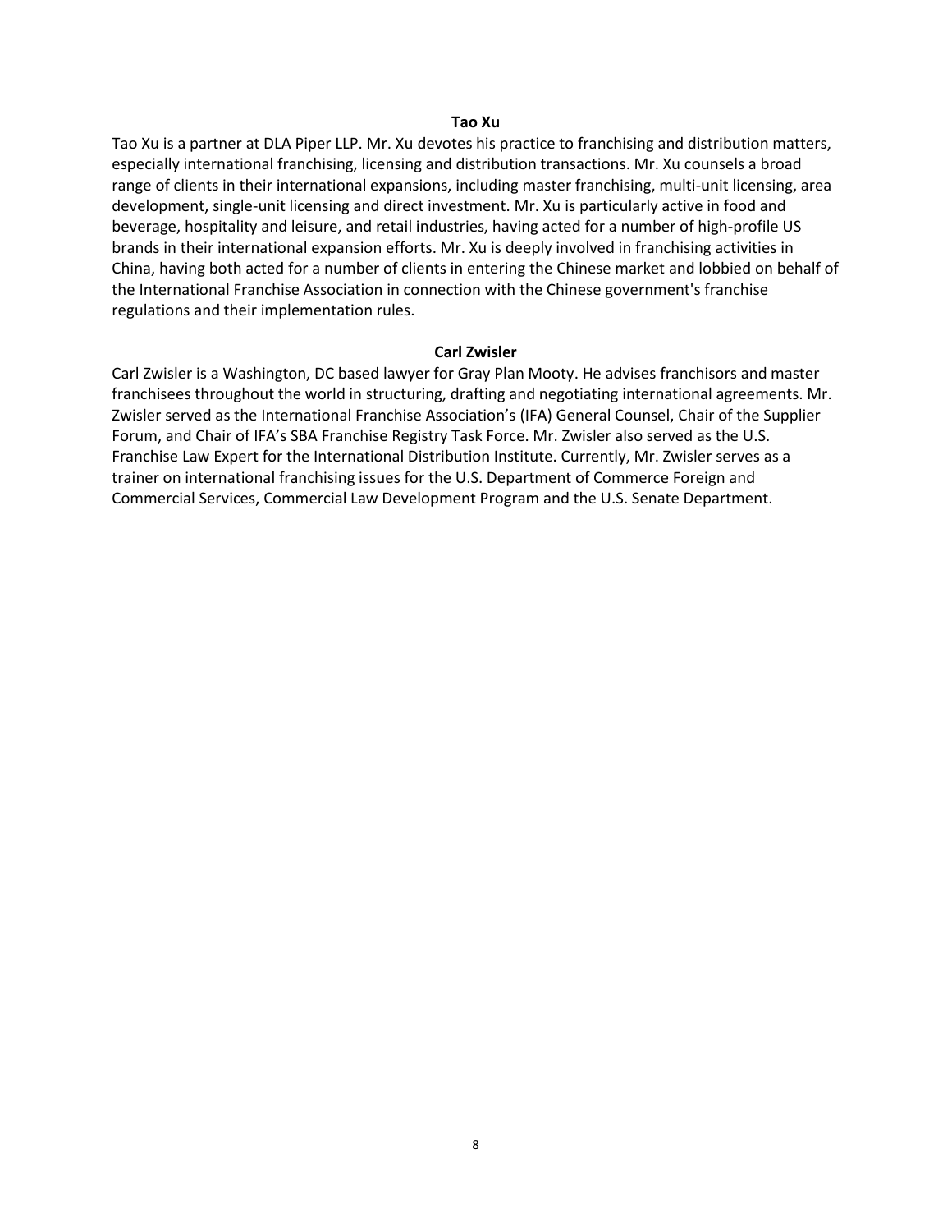**Tao Xu**

Tao Xu is a partner at DLA Piper LLP. Mr. Xu devotes his practice to franchising and distribution matters, especially international franchising, licensing and distribution transactions. Mr. Xu counsels a broad range of clients in their international expansions, including master franchising, multi-unit licensing, area development, single-unit licensing and direct investment. Mr. Xu is particularly active in food and beverage, hospitality and leisure, and retail industries, having acted for a number of high-profile US brands in their international expansion efforts. Mr. Xu is deeply involved in franchising activities in China, having both acted for a number of clients in entering the Chinese market and lobbied on behalf of the International Franchise Association in connection with the Chinese government's franchise regulations and their implementation rules.

**Carl Zwisler**

Carl Zwisler is a Washington, DC based lawyer for Gray Plan Mooty. He advises franchisors and master franchisees throughout the world in structuring, drafting and negotiating international agreements. Mr. Zwisler served as the International Franchise Association's (IFA) General Counsel, Chair of the Supplier Forum, and Chair of IFA's SBA Franchise Registry Task Force. Mr. Zwisler also served as the U.S. Franchise Law Expert for the International Distribution Institute. Currently, Mr. Zwisler serves as a trainer on international franchising issues for the U.S. Department of Commerce Foreign and Commercial Services, Commercial Law Development Program and the U.S. Senate Department.